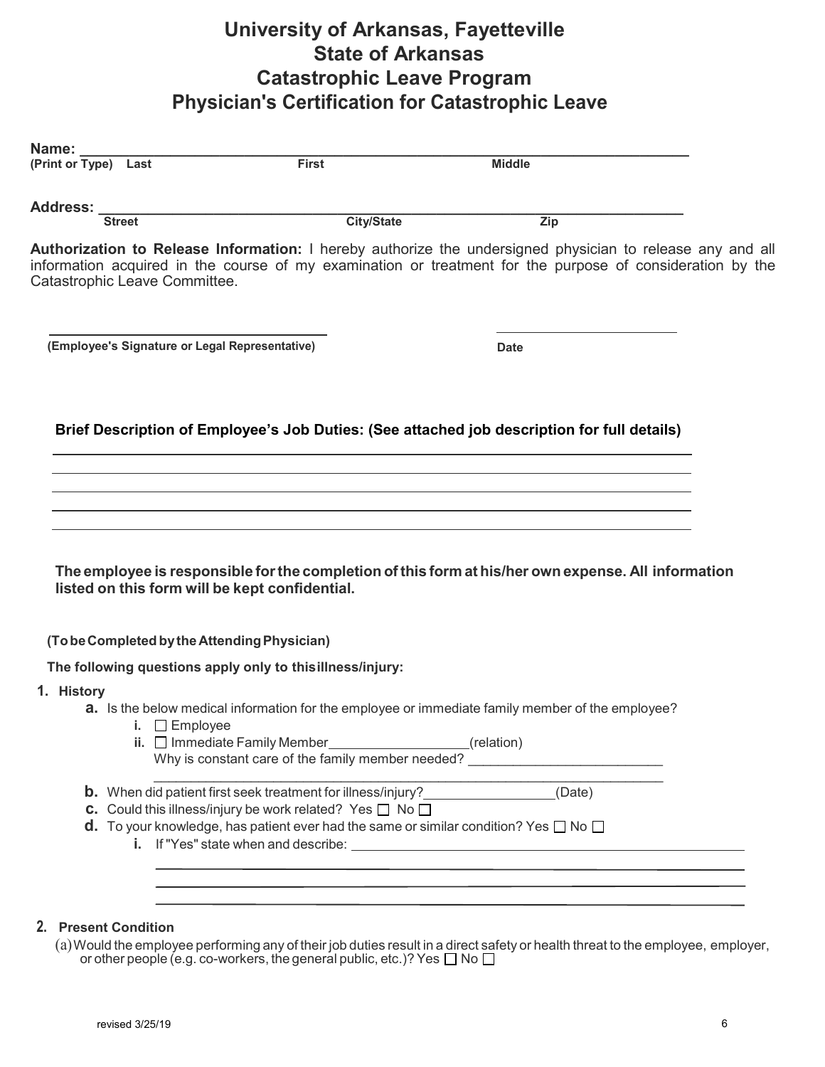# University of Arkansas, Fayetteville
# State of Arkansas
# Catastrophic Leave Program
# Physician's Certification for Catastrophic Leave

**Name:** ______________________________________________________________
**(Print or Type) Last** | **First** | **Middle**

**Address:** ______________________________________________________________
**Street** | **City/State** | **Zip**

**Authorization to Release Information:** I hereby authorize the undersigned physician to release any and all information acquired in the course of my examination or treatment for the purpose of consideration by the Catastrophic Leave Committee.

______________________________________ ______________________
**(Employee's Signature or Legal Representative)** **Date**

**Brief Description of Employee's Job Duties: (See attached job description for full details)**

______________________________________________________________

______________________________________________________________

______________________________________________________________

______________________________________________________________

______________________________________________________________

**The employee is responsible for the completion of this form at his/her own expense. All information listed on this form will be kept confidential.**

**(To be Completed by the Attending Physician)**

**The following questions apply only to this illness/injury:**

**1. History**

- **a.** Is the below medical information for the employee or immediate family member of the employee?
  - **i.** ☐ Employee
  - **ii.** ☐ Immediate Family Member__________________(relation)
    Why is constant care of the family member needed? __________________________
    ______________________________________________________________
- **b.** When did patient first seek treatment for illness/injury?_________________(Date)
- **c.** Could this illness/injury be work related? Yes ☐ No ☐
- **d.** To your knowledge, has patient ever had the same or similar condition? Yes ☐ No ☐
  - **i.** If "Yes" state when and describe: ______________________________________
    ______________________________________________________________
    ______________________________________________________________
    ______________________________________________________________

**2. Present Condition**

(a) Would the employee performing any of their job duties result in a direct safety or health threat to the employee, employer, or other people (e.g. co-workers, the general public, etc.)? Yes ☐ No ☐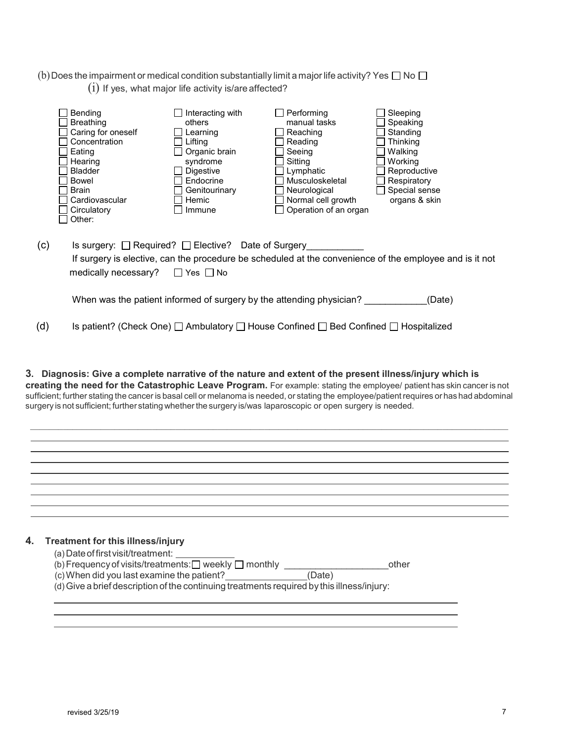(b) Does the impairment or medical condition substantially limit a major life activity? Yes ☐ No ☐

(i) If yes, what major life activity is/are affected?

| | | | |
|---|---|---|---|
| ☐ Bending | ☐ Interacting with others | ☐ Performing manual tasks | ☐ Sleeping |
| ☐ Breathing | ☐ Learning | ☐ Reaching | ☐ Speaking |
| ☐ Caring for oneself | ☐ Lifting | ☐ Reading | ☐ Standing |
| ☐ Concentration | ☐ Organic brain syndrome | ☐ Seeing | ☐ Thinking |
| ☐ Eating | ☐ Digestive | ☐ Sitting | ☐ Walking |
| ☐ Hearing | ☐ Endocrine | ☐ Lymphatic | ☐ Working |
| ☐ Bladder | ☐ Genitourinary | ☐ Musculoskeletal | ☐ Reproductive |
| ☐ Bowel | ☐ Hemic | ☐ Neurological | ☐ Respiratory |
| ☐ Brain | ☐ Immune | ☐ Normal cell growth | ☐ Special sense organs & skin |
| ☐ Cardiovascular | | ☐ Operation of an organ | |
| ☐ Circulatory | | | |
| ☐ Other: | | | |

(c) Is surgery: ☐ Required? ☐ Elective? Date of Surgery___________

If surgery is elective, can the procedure be scheduled at the convenience of the employee and is it not medically necessary? ☐ Yes ☐ No

When was the patient informed of surgery by the attending physician? ____________(Date)

(d) Is patient? (Check One) ☐ Ambulatory ☐ House Confined ☐ Bed Confined ☐ Hospitalized

**3. Diagnosis: Give a complete narrative of the nature and extent of the present illness/injury which is creating the need for the Catastrophic Leave Program.** For example: stating the employee/ patient has skin cancer is not sufficient; further stating the cancer is basal cell or melanoma is needed, or stating the employee/patient requires or has had abdominal surgery is not sufficient; further stating whether the surgery is/was laparoscopic or open surgery is needed.

_______________________________________________________________________________

_______________________________________________________________________________

_______________________________________________________________________________

_______________________________________________________________________________

_______________________________________________________________________________

_______________________________________________________________________________

_______________________________________________________________________________

_______________________________________________________________________________

**4. Treatment for this illness/injury**

(a) Date of first visit/treatment: ___________

(b) Frequency of visits/treatments: ☐ weekly ☐ monthly ____________________other

(c) When did you last examine the patient?________________(Date)

(d) Give a brief description of the continuing treatments required by this illness/injury:

_______________________________________________________________________________

_______________________________________________________________________________

_______________________________________________________________________________

revised 3/25/19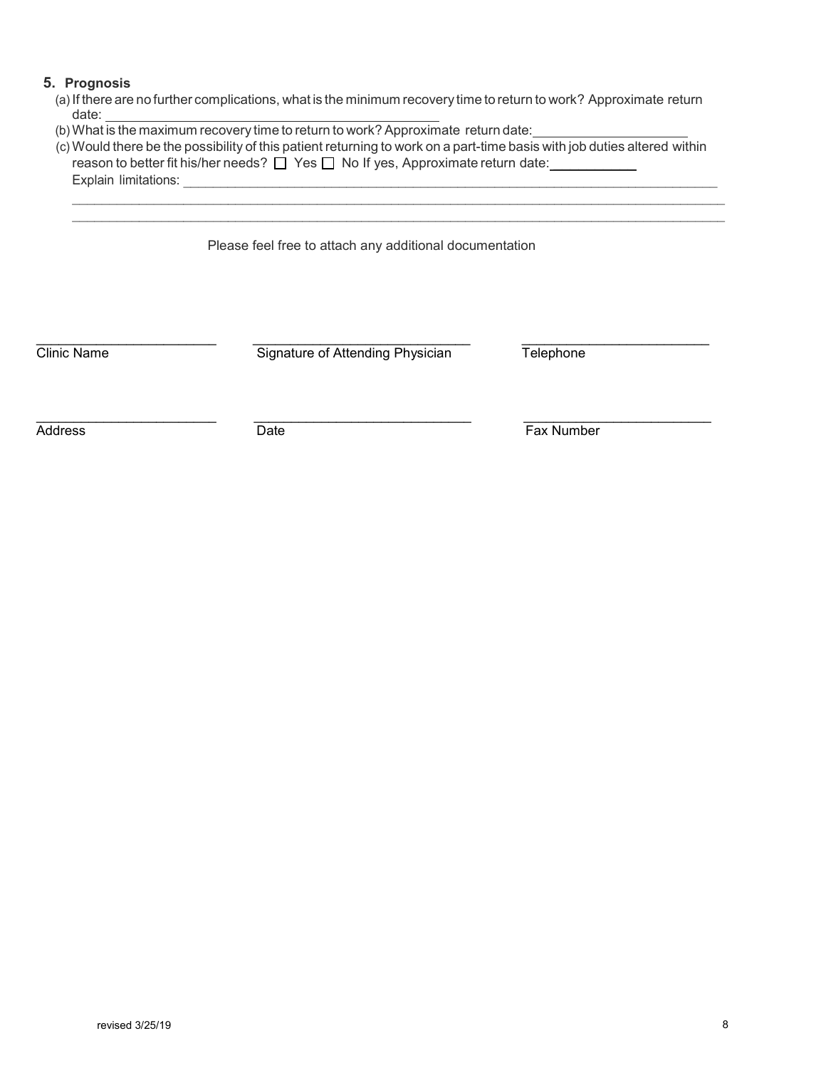## 5. Prognosis

(a) If there are no further complications, what is the minimum recovery time to return to work? Approximate return date: ______________________________________________

(b) What is the maximum recovery time to return to work? Approximate return date:____________________

(c) Would there be the possibility of this patient returning to work on a part-time basis with job duties altered within reason to better fit his/her needs? ☐ Yes ☐ No If yes, Approximate return date:___________

Explain limitations: ____________________________________________________________________________

_____________________________________________________________________________________________

_____________________________________________________________________________________________

Please feel free to attach any additional documentation

________________________ ________________________________ __________________________

Clinic Name Signature of Attending Physician Telephone

________________________ ________________________________ __________________________

Address Date Fax Number

revised 3/25/19